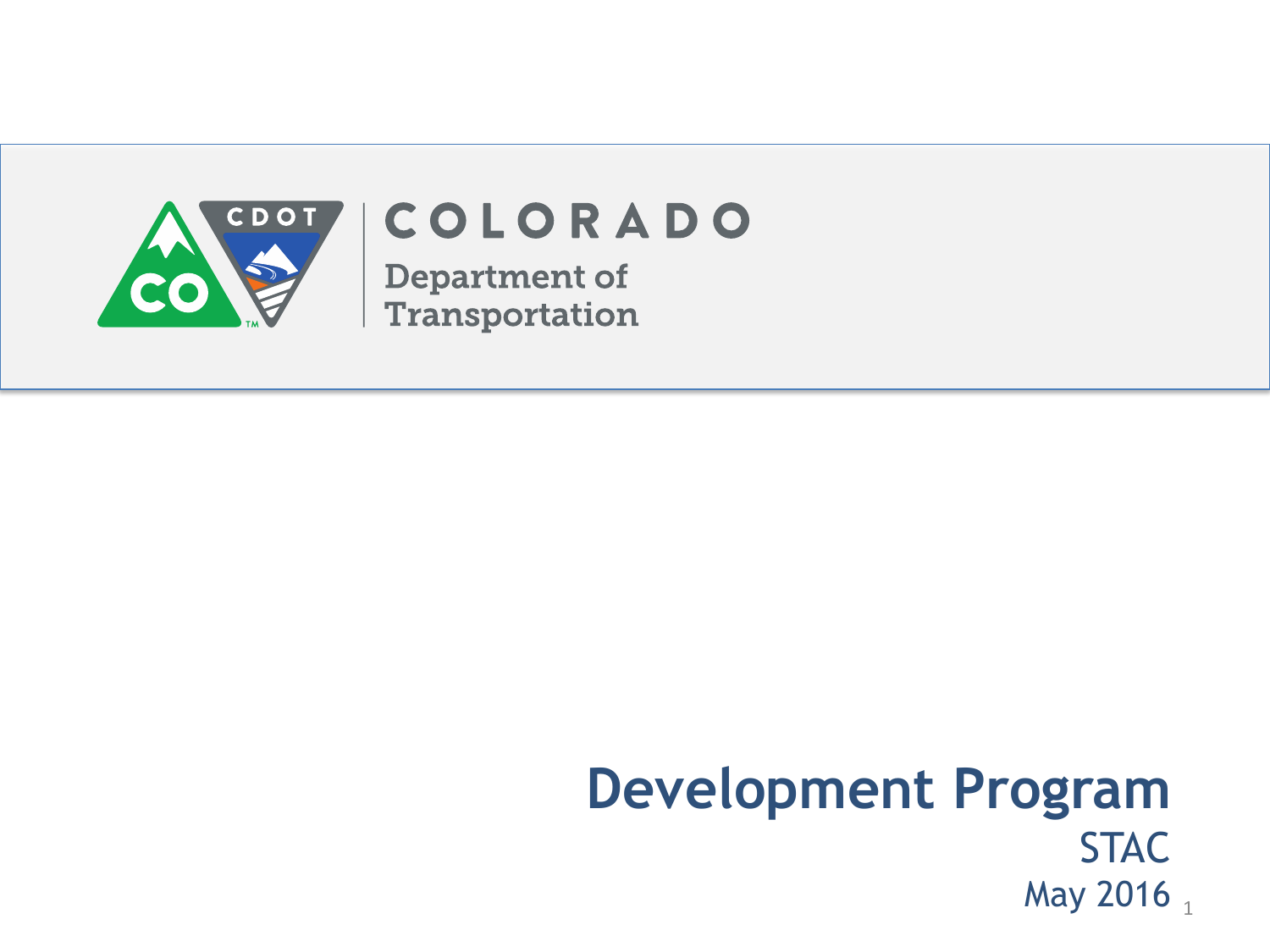COLORADO

Department of Transportation

# Development Program

STAC

May 2016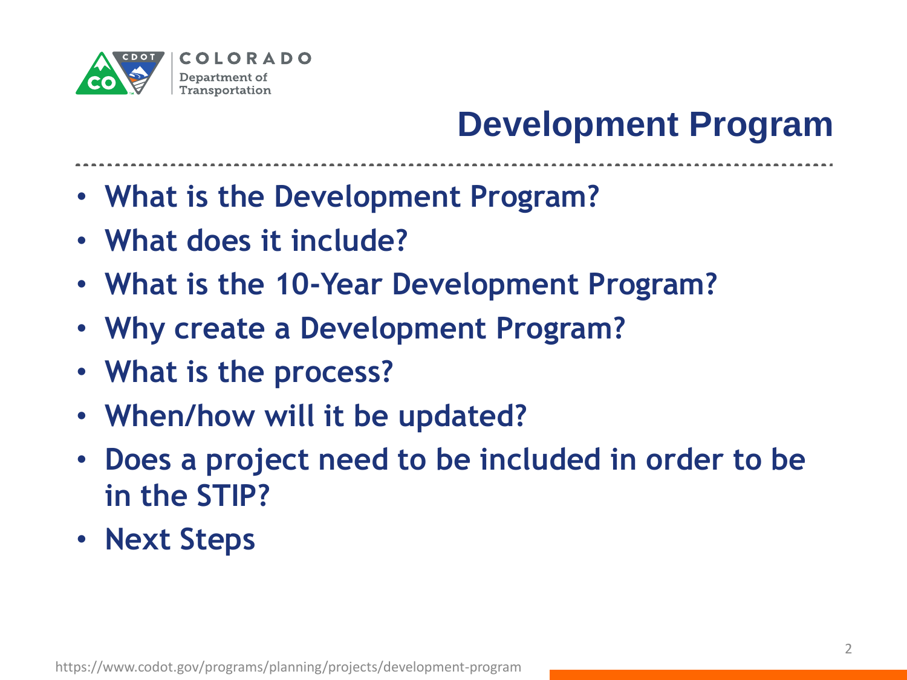# Development Program

- What is the Development Program?
- What does it include?
- What is the 10-Year Development Program?
- Why create a Development Program?
- What is the process?
- When/how will it be updated?
- Does a project need to be included in order to be in the STIP?
- Next Steps

https://www.codot.gov/programs/planning/projects/development-program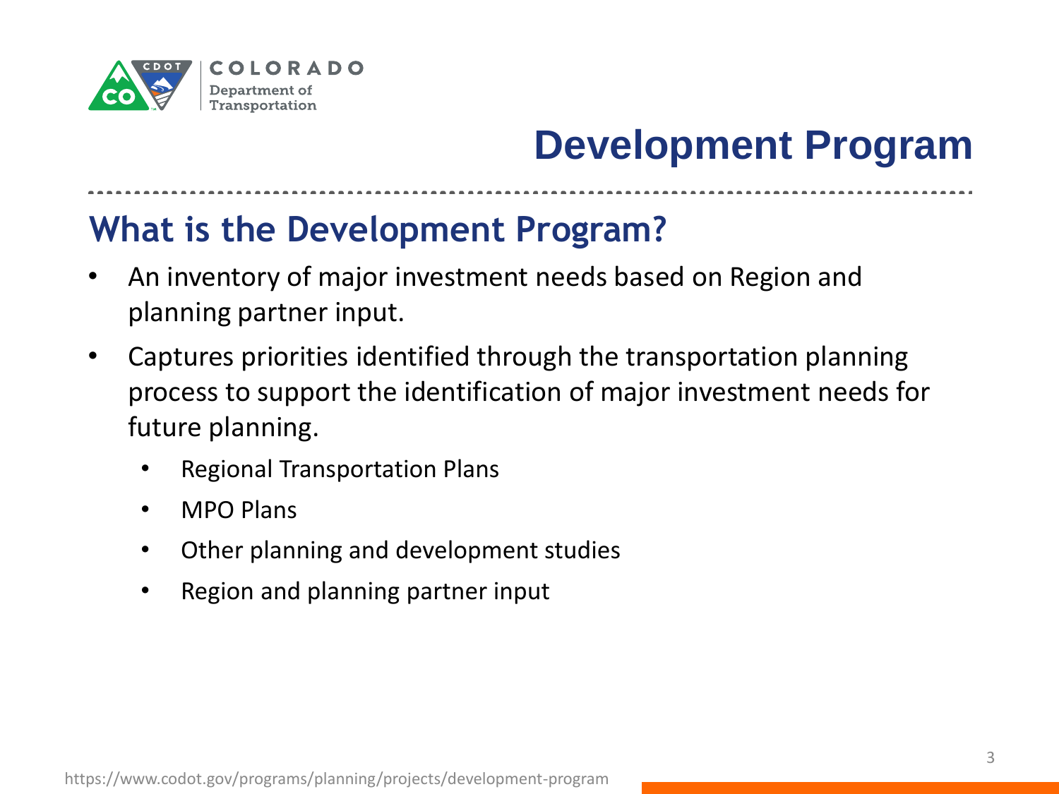# Development Program

## What is the Development Program?

- An inventory of major investment needs based on Region and planning partner input.
- Captures priorities identified through the transportation planning process to support the identification of major investment needs for future planning.
  - Regional Transportation Plans
  - MPO Plans
  - Other planning and development studies
  - Region and planning partner input

https://www.codot.gov/programs/planning/projects/development-program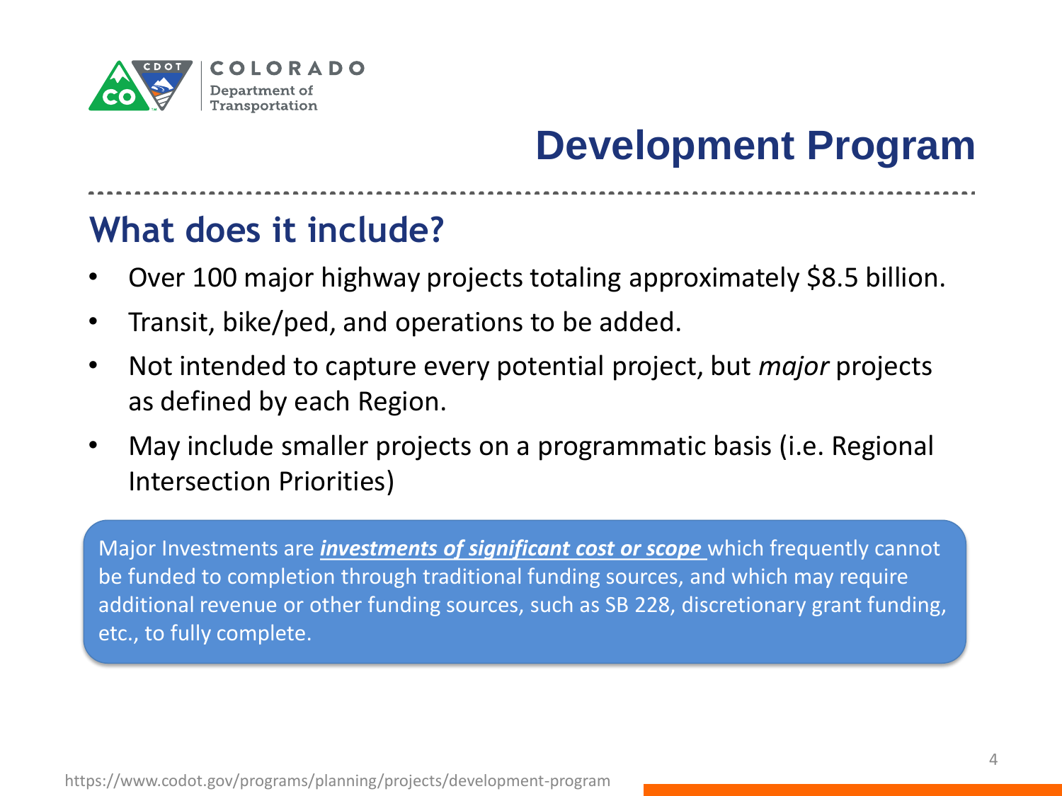# Development Program

## What does it include?

- Over 100 major highway projects totaling approximately $8.5 billion.
- Transit, bike/ped, and operations to be added.
- Not intended to capture every potential project, but *major* projects as defined by each Region.
- May include smaller projects on a programmatic basis (i.e. Regional Intersection Priorities)

Major Investments are ***investments of significant cost or scope*** which frequently cannot be funded to completion through traditional funding sources, and which may require additional revenue or other funding sources, such as SB 228, discretionary grant funding, etc., to fully complete.

https://www.codot.gov/programs/planning/projects/development-program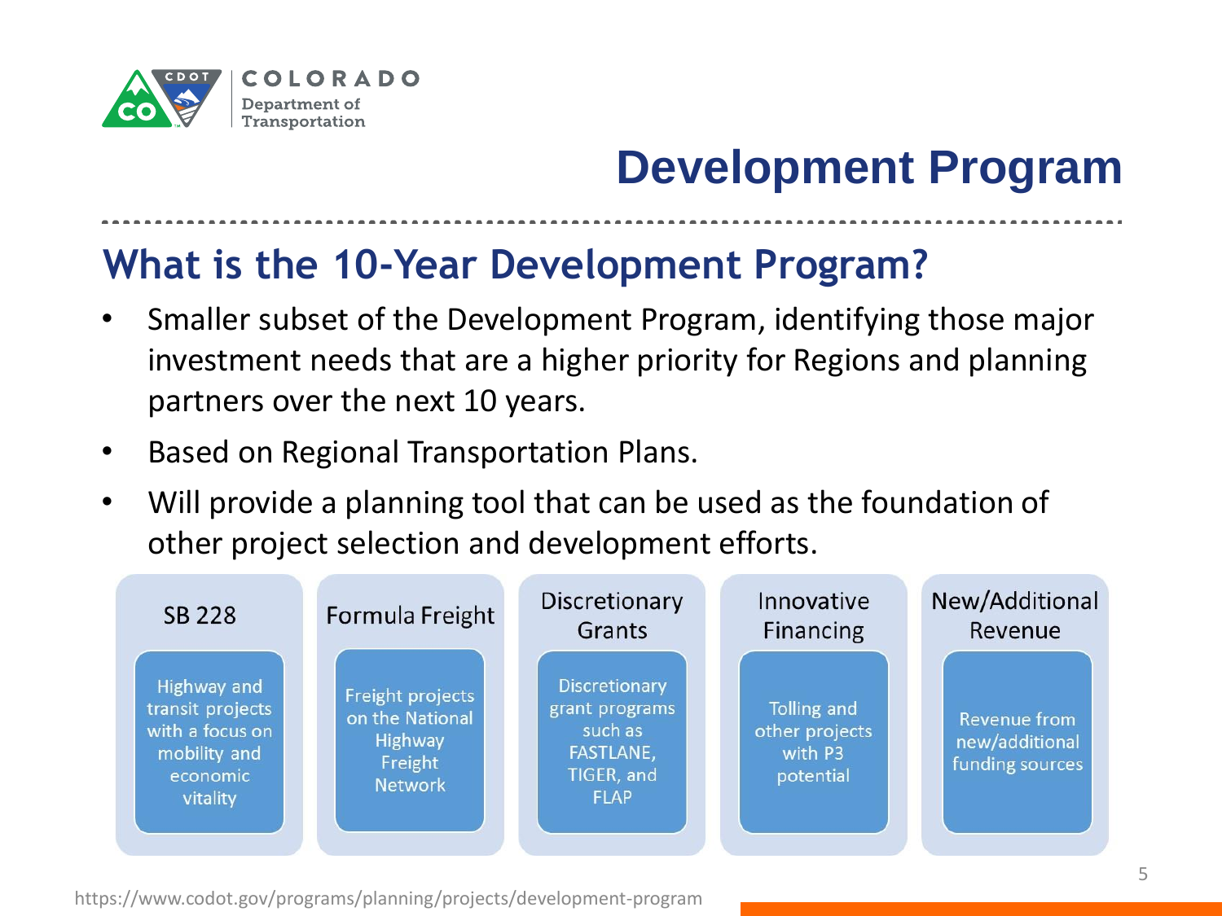# Development Program

## What is the 10-Year Development Program?

- Smaller subset of the Development Program, identifying those major investment needs that are a higher priority for Regions and planning partners over the next 10 years.
- Based on Regional Transportation Plans.
- Will provide a planning tool that can be used as the foundation of other project selection and development efforts.

| SB 228 | Formula Freight | Discretionary Grants | Innovative Financing | New/Additional Revenue |
|---|---|---|---|---|
| Highway and transit projects with a focus on mobility and economic vitality | Freight projects on the National Highway Freight Network | Discretionary grant programs such as FASTLANE, TIGER, and FLAP | Tolling and other projects with P3 potential | Revenue from new/additional funding sources |

https://www.codot.gov/programs/planning/projects/development-program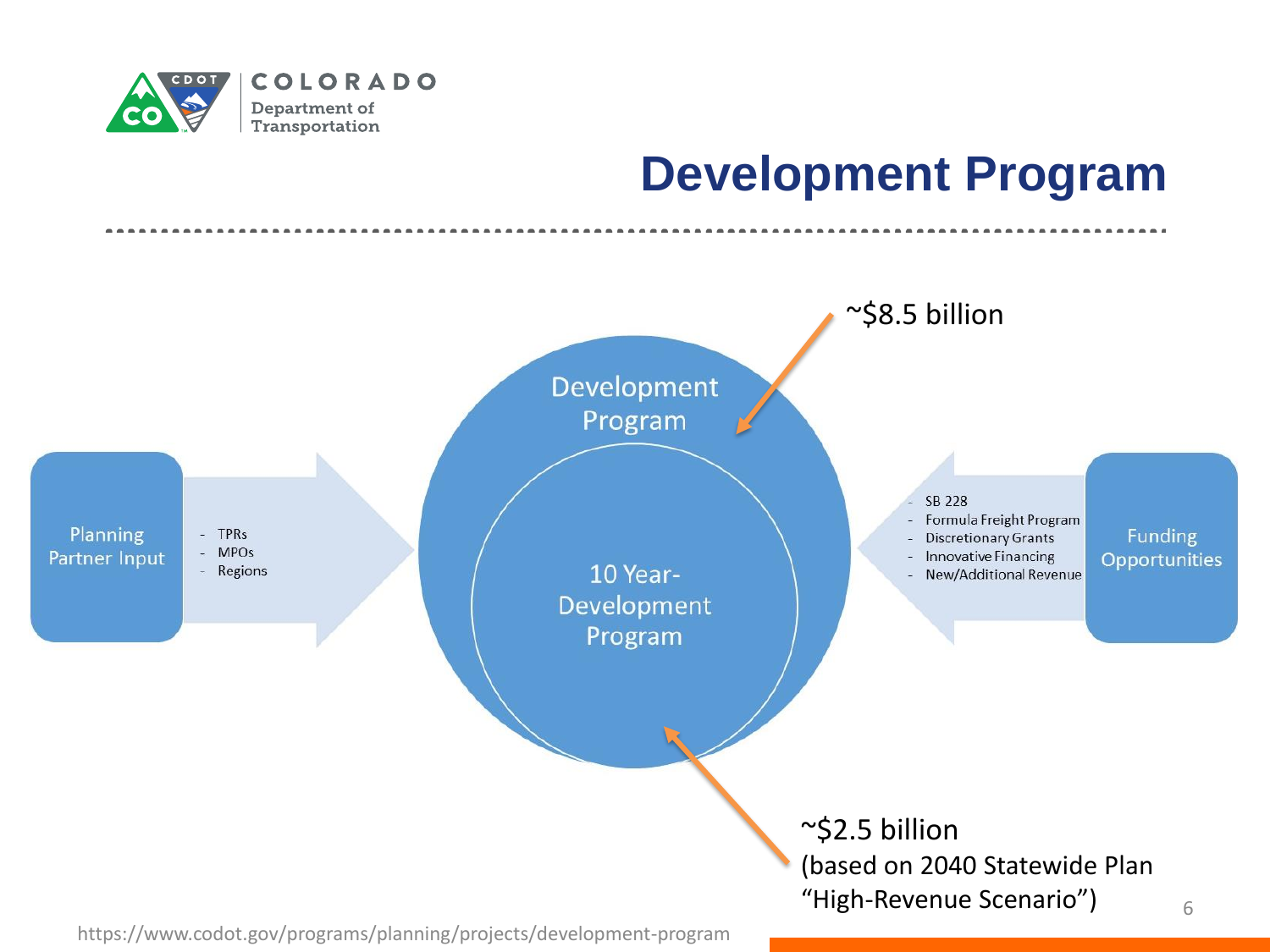# Development Program

Planning Partner Input

- TPRs
- MPOs
- Regions

Development Program

10 Year- Development Program

~$8.5 billion

~$2.5 billion
(based on 2040 Statewide Plan "High-Revenue Scenario")

- SB 228
- Formula Freight Program
- Discretionary Grants
- Innovative Financing
- New/Additional Revenue

Funding Opportunities

https://www.codot.gov/programs/planning/projects/development-program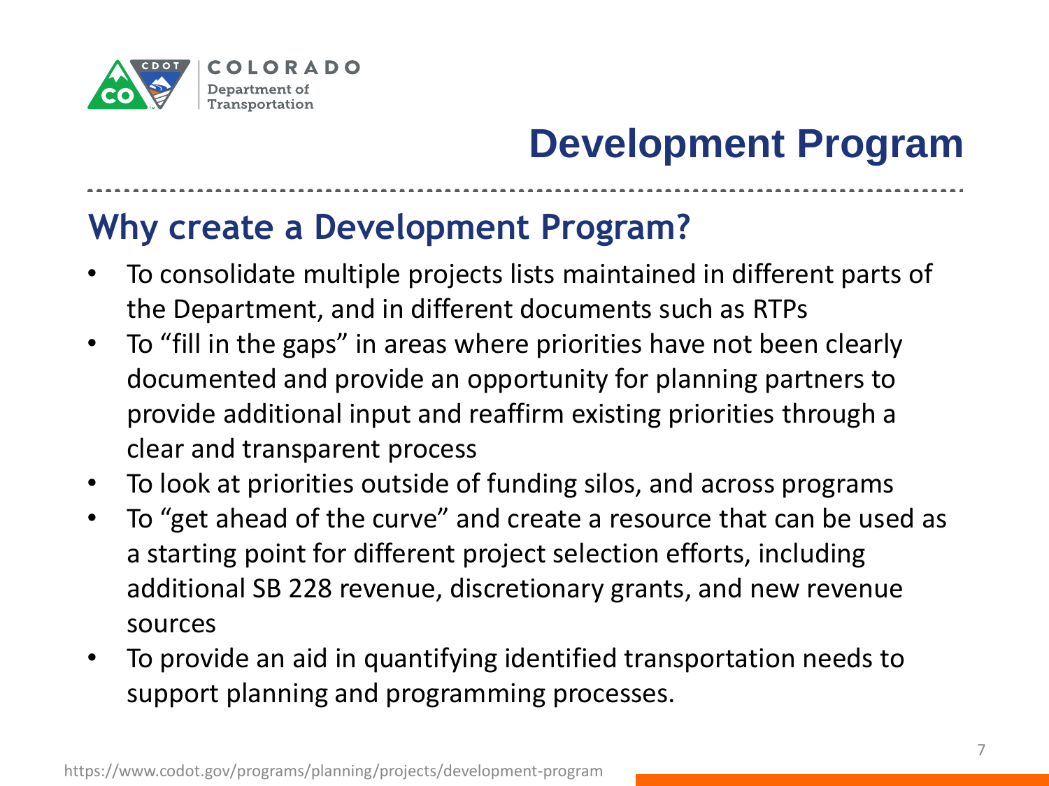# Development Program

## Why create a Development Program?

- To consolidate multiple projects lists maintained in different parts of the Department, and in different documents such as RTPs
- To "fill in the gaps" in areas where priorities have not been clearly documented and provide an opportunity for planning partners to provide additional input and reaffirm existing priorities through a clear and transparent process
- To look at priorities outside of funding silos, and across programs
- To "get ahead of the curve" and create a resource that can be used as a starting point for different project selection efforts, including additional SB 228 revenue, discretionary grants, and new revenue sources
- To provide an aid in quantifying identified transportation needs to support planning and programming processes.

https://www.codot.gov/programs/planning/projects/development-program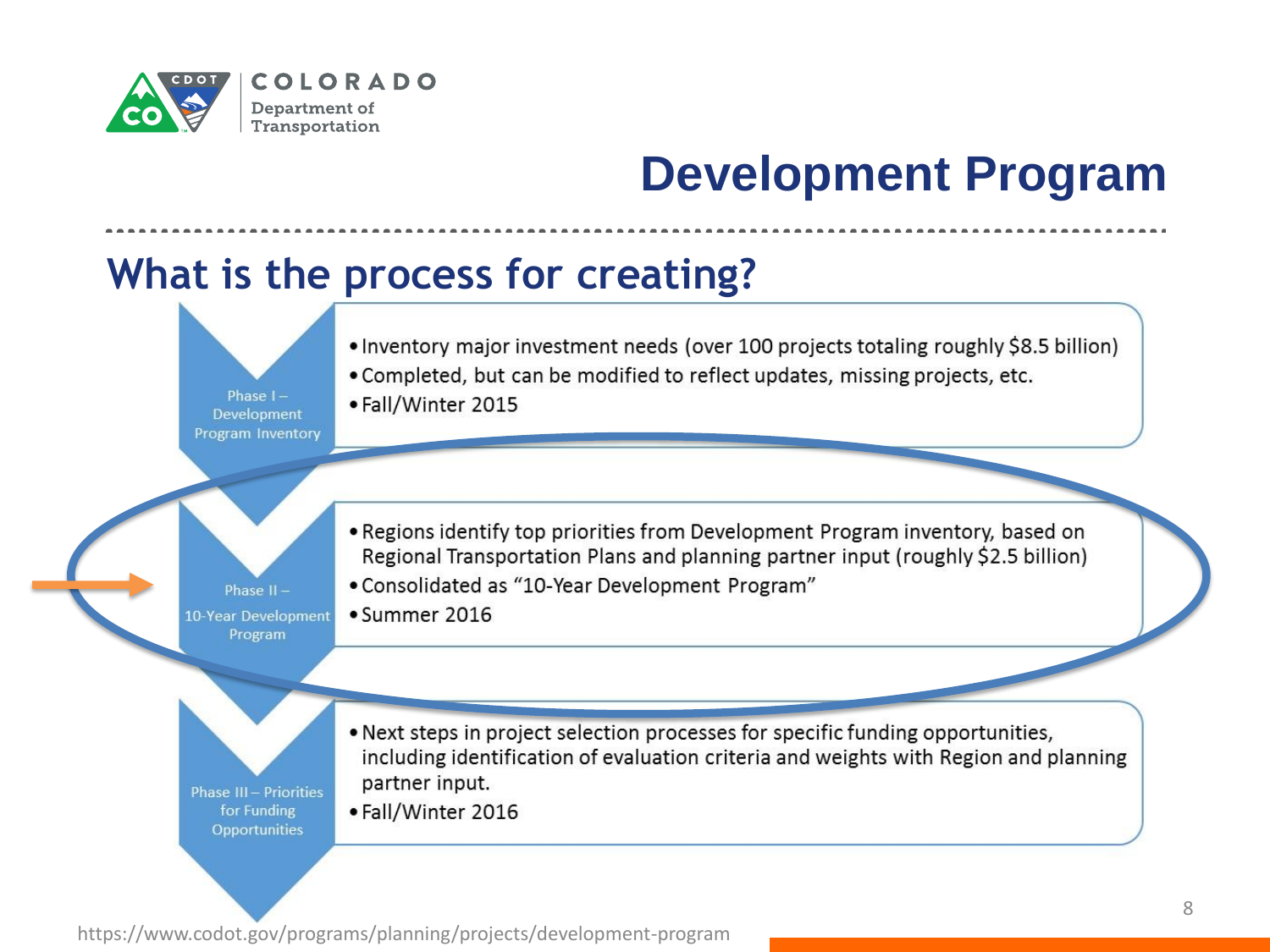# Development Program

## What is the process for creating?

### Phase I – Development Program Inventory

- Inventory major investment needs (over 100 projects totaling roughly $8.5 billion)
- Completed, but can be modified to reflect updates, missing projects, etc.
- Fall/Winter 2015

### Phase II – 10-Year Development Program

- Regions identify top priorities from Development Program inventory, based on Regional Transportation Plans and planning partner input (roughly $2.5 billion)
- Consolidated as "10-Year Development Program"
- Summer 2016

### Phase III – Priorities for Funding Opportunities

- Next steps in project selection processes for specific funding opportunities, including identification of evaluation criteria and weights with Region and planning partner input.
- Fall/Winter 2016

https://www.codot.gov/programs/planning/projects/development-program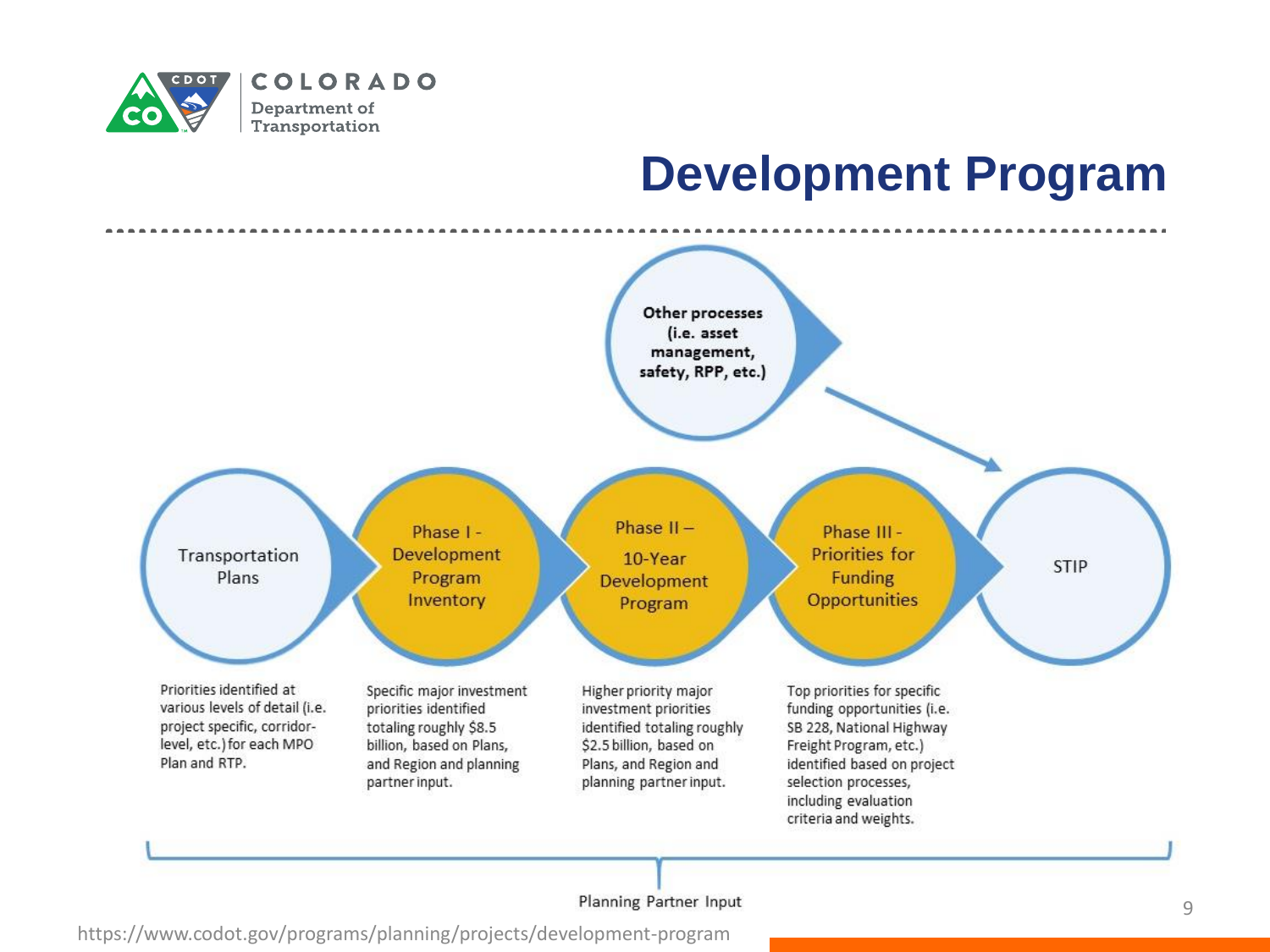# Development Program

Other processes (i.e. asset management, safety, RPP, etc.)

Transportation Plans → Phase I - Development Program Inventory → Phase II – 10-Year Development Program → Phase III - Priorities for Funding Opportunities → STIP

**Transportation Plans:** Priorities identified at various levels of detail (i.e. project specific, corridor-level, etc.) for each MPO Plan and RTP.

**Phase I - Development Program Inventory:** Specific major investment priorities identified totaling roughly $8.5 billion, based on Plans, and Region and planning partner input.

**Phase II – 10-Year Development Program:** Higher priority major investment priorities identified totaling roughly $2.5 billion, based on Plans, and Region and planning partner input.

**Phase III - Priorities for Funding Opportunities:** Top priorities for specific funding opportunities (i.e. SB 228, National Highway Freight Program, etc.) identified based on project selection processes, including evaluation criteria and weights.

Planning Partner Input

https://www.codot.gov/programs/planning/projects/development-program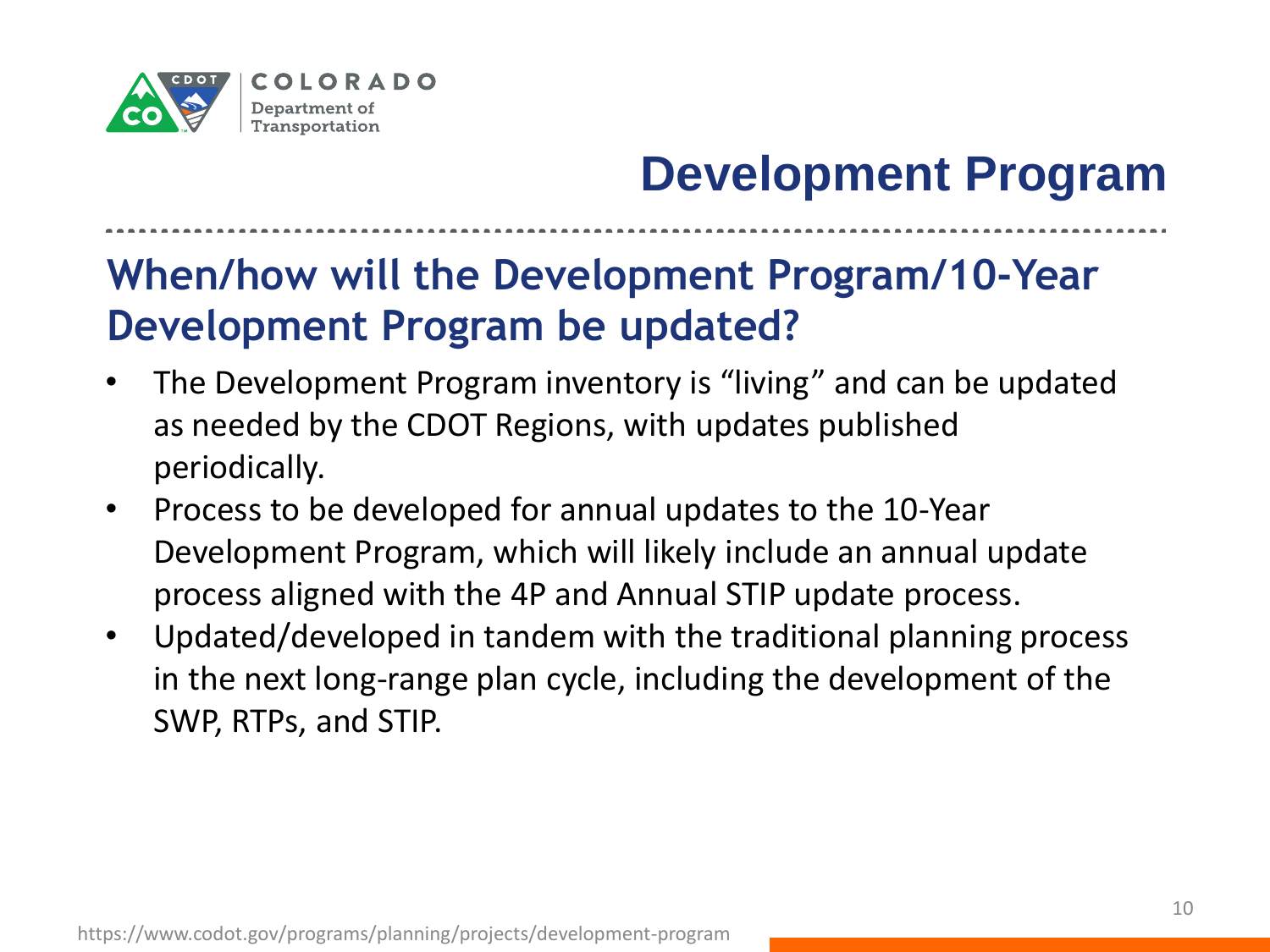# Development Program

## When/how will the Development Program/10-Year Development Program be updated?

- The Development Program inventory is "living" and can be updated as needed by the CDOT Regions, with updates published periodically.
- Process to be developed for annual updates to the 10-Year Development Program, which will likely include an annual update process aligned with the 4P and Annual STIP update process.
- Updated/developed in tandem with the traditional planning process in the next long-range plan cycle, including the development of the SWP, RTPs, and STIP.

https://www.codot.gov/programs/planning/projects/development-program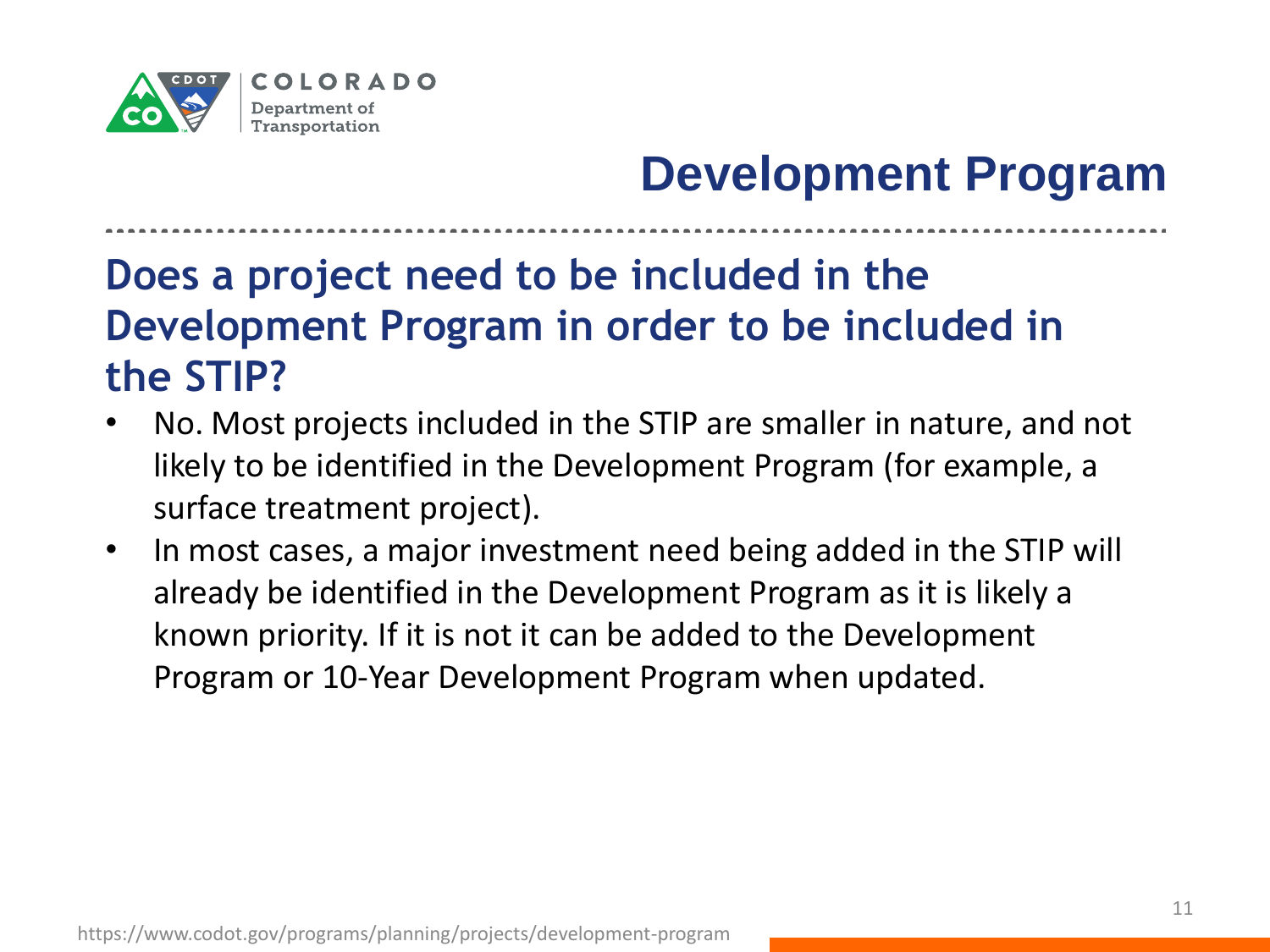# Development Program

## Does a project need to be included in the Development Program in order to be included in the STIP?

- No. Most projects included in the STIP are smaller in nature, and not likely to be identified in the Development Program (for example, a surface treatment project).
- In most cases, a major investment need being added in the STIP will already be identified in the Development Program as it is likely a known priority. If it is not it can be added to the Development Program or 10-Year Development Program when updated.

https://www.codot.gov/programs/planning/projects/development-program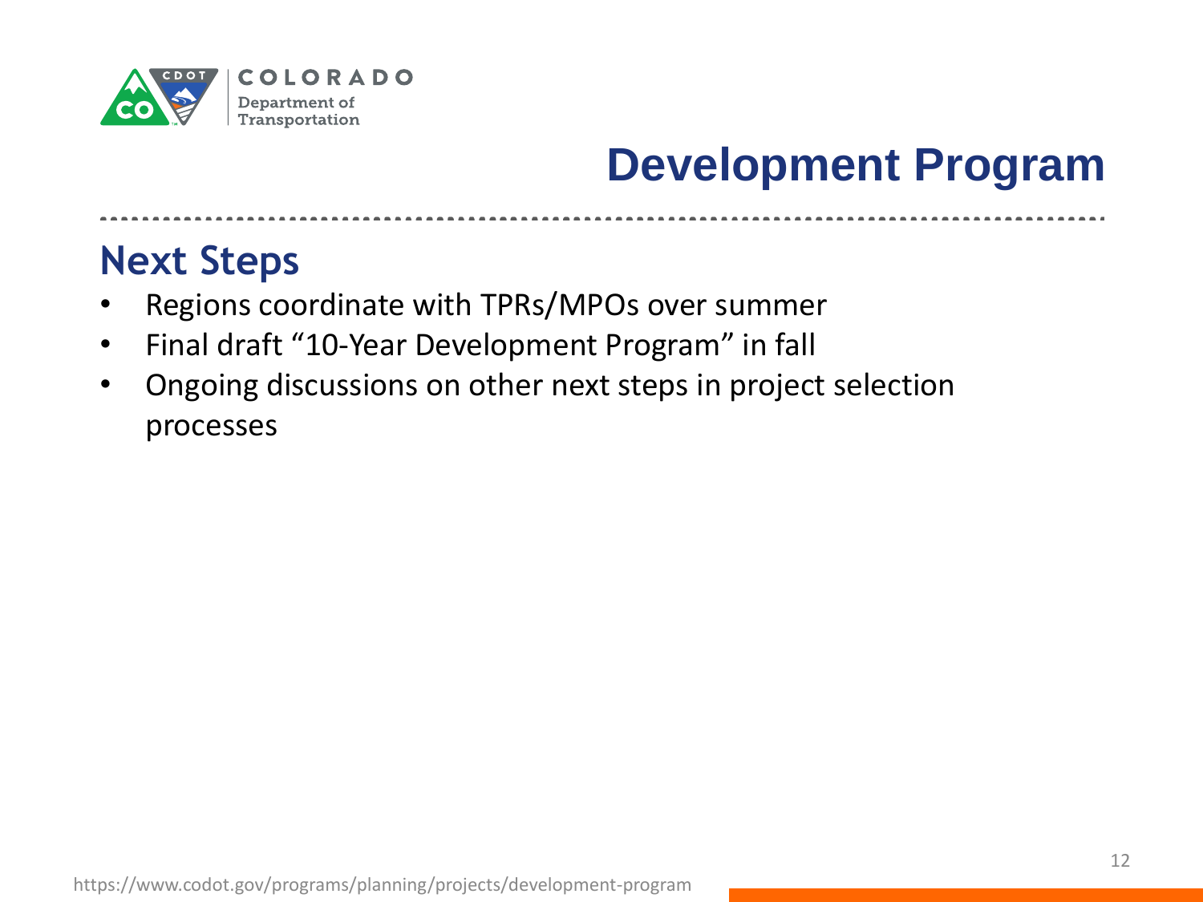# Development Program

## Next Steps

- Regions coordinate with TPRs/MPOs over summer
- Final draft "10-Year Development Program" in fall
- Ongoing discussions on other next steps in project selection processes

https://www.codot.gov/programs/planning/projects/development-program